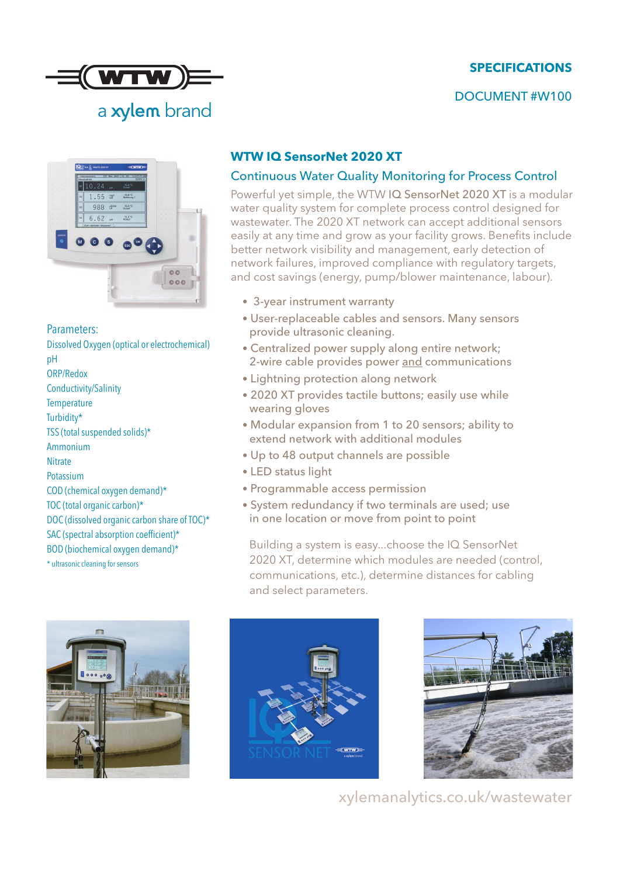a xylem brand

**SPECIFICATIONS**

DOCUMENT #W100

## WTW IQ SensorNet 2020 XT

### Continuous Water Quality Monitoring for Process Control

Powerful yet simple, the WTW IQ SensorNet 2020 XT is a modular water quality system for complete process control designed for wastewater. The 2020 XT network can accept additional sensors easily at any time and grow as your facility grows. Benefits include better network visibility and management, early detection of network failures, improved compliance with regulatory targets, and cost savings (energy, pump/blower maintenance, labour).

- 3-year instrument warranty
- User-replaceable cables and sensors. Many sensors provide ultrasonic cleaning.
- Centralized power supply along entire network; 2-wire cable provides power and communications
- Lightning protection along network
- 2020 XT provides tactile buttons; easily use while wearing gloves
- Modular expansion from 1 to 20 sensors; ability to extend network with additional modules
- Up to 48 output channels are possible
- LED status light
- Programmable access permission
- System redundancy if two terminals are used; use in one location or move from point to point

Building a system is easy...choose the IQ SensorNet 2020 XT, determine which modules are needed (control, communications, etc.), determine distances for cabling and select parameters.

### Parameters:

Dissolved Oxygen (optical or electrochemical)
pH
ORP/Redox
Conductivity/Salinity
Temperature
Turbidity*
TSS (total suspended solids)*
Ammonium
Nitrate
Potassium
COD (chemical oxygen demand)*
TOC (total organic carbon)*
DOC (dissolved organic carbon share of TOC)*
SAC (spectral absorption coefficient)*
BOD (biochemical oxygen demand)*

* ultrasonic cleaning for sensors

xylemanalytics.co.uk/wastewater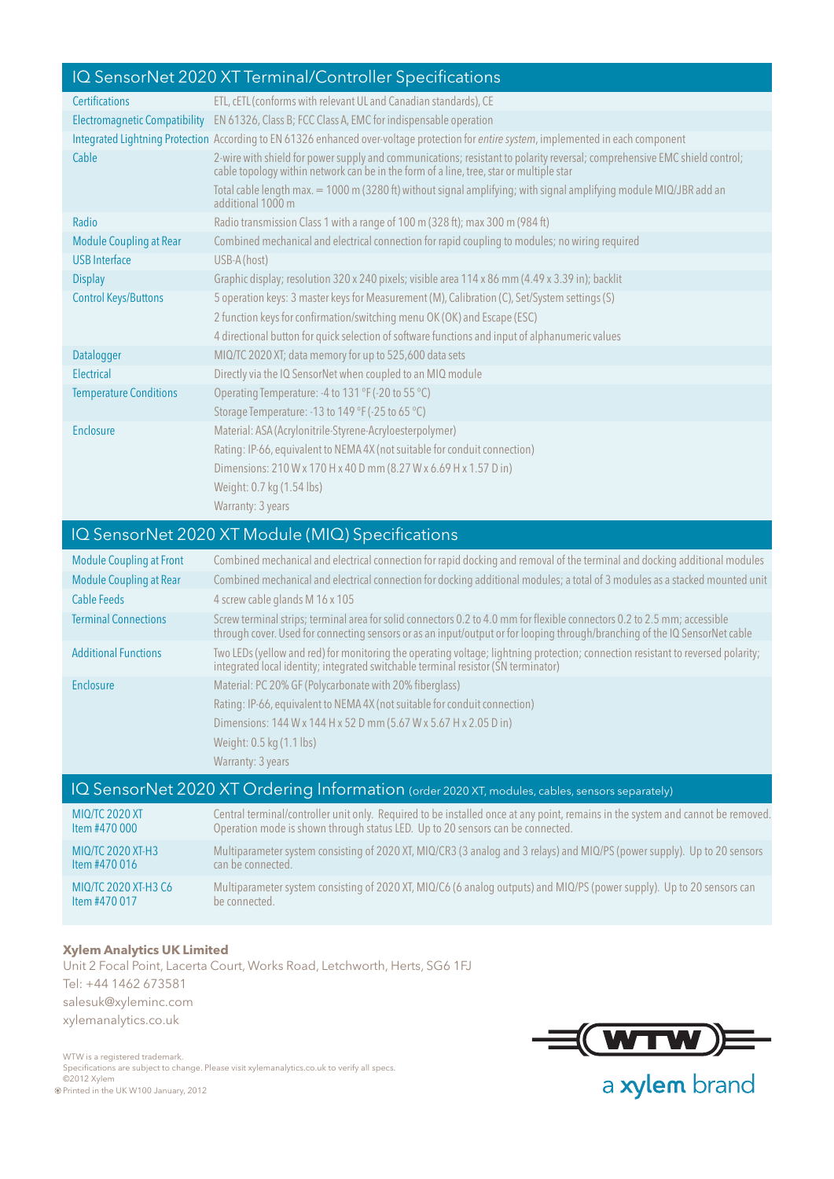## IQ SensorNet 2020 XT Terminal/Controller Specifications

| | |
|---|---|
| Certifications | ETL, cETL (conforms with relevant UL and Canadian standards), CE |
| Electromagnetic Compatibility | EN 61326, Class B; FCC Class A, EMC for indispensable operation |
| Integrated Lightning Protection | According to EN 61326 enhanced over-voltage protection for *entire system*, implemented in each component |
| Cable | 2-wire with shield for power supply and communications; resistant to polarity reversal; comprehensive EMC shield control; cable topology within network can be in the form of a line, tree, star or multiple star |
| | Total cable length max. = 1000 m (3280 ft) without signal amplifying; with signal amplifying module MIQ/JBR add an additional 1000 m |
| Radio | Radio transmission Class 1 with a range of 100 m (328 ft); max 300 m (984 ft) |
| Module Coupling at Rear | Combined mechanical and electrical connection for rapid coupling to modules; no wiring required |
| USB Interface | USB-A (host) |
| Display | Graphic display; resolution 320 x 240 pixels; visible area 114 x 86 mm (4.49 x 3.39 in); backlit |
| Control Keys/Buttons | 5 operation keys: 3 master keys for Measurement (M), Calibration (C), Set/System settings (S) |
| | 2 function keys for confirmation/switching menu OK (OK) and Escape (ESC) |
| | 4 directional button for quick selection of software functions and input of alphanumeric values |
| Datalogger | MIQ/TC 2020 XT; data memory for up to 525,600 data sets |
| Electrical | Directly via the IQ SensorNet when coupled to an MIQ module |
| Temperature Conditions | Operating Temperature: -4 to 131 °F (-20 to 55 °C) |
| | Storage Temperature: -13 to 149 °F (-25 to 65 °C) |
| Enclosure | Material: ASA (Acrylonitrile-Styrene-Acryloesterpolymer) |
| | Rating: IP-66, equivalent to NEMA 4X (not suitable for conduit connection) |
| | Dimensions: 210 W x 170 H x 40 D mm (8.27 W x 6.69 H x 1.57 D in) |
| | Weight: 0.7 kg (1.54 lbs) |
| | Warranty: 3 years |

## IQ SensorNet 2020 XT Module (MIQ) Specifications

| | |
|---|---|
| Module Coupling at Front | Combined mechanical and electrical connection for rapid docking and removal of the terminal and docking additional modules |
| Module Coupling at Rear | Combined mechanical and electrical connection for docking additional modules; a total of 3 modules as a stacked mounted unit |
| Cable Feeds | 4 screw cable glands M 16 x 105 |
| Terminal Connections | Screw terminal strips; terminal area for solid connectors 0.2 to 4.0 mm for flexible connectors 0.2 to 2.5 mm; accessible through cover. Used for connecting sensors or as an input/output or for looping through/branching of the IQ SensorNet cable |
| Additional Functions | Two LEDs (yellow and red) for monitoring the operating voltage; lightning protection; connection resistant to reversed polarity; integrated local identity; integrated switchable terminal resistor (SN terminator) |
| Enclosure | Material: PC 20% GF (Polycarbonate with 20% fiberglass) |
| | Rating: IP-66, equivalent to NEMA 4X (not suitable for conduit connection) |
| | Dimensions: 144 W x 144 H x 52 D mm (5.67 W x 5.67 H x 2.05 D in) |
| | Weight: 0.5 kg (1.1 lbs) |
| | Warranty: 3 years |

## IQ SensorNet 2020 XT Ordering Information (order 2020 XT, modules, cables, sensors separately)

| | |
|---|---|
| MIQ/TC 2020 XT<br>Item #470 000 | Central terminal/controller unit only. Required to be installed once at any point, remains in the system and cannot be removed. Operation mode is shown through status LED. Up to 20 sensors can be connected. |
| MIQ/TC 2020 XT-H3<br>Item #470 016 | Multiparameter system consisting of 2020 XT, MIQ/CR3 (3 analog and 3 relays) and MIQ/PS (power supply). Up to 20 sensors can be connected. |
| MIQ/TC 2020 XT-H3 C6<br>Item #470 017 | Multiparameter system consisting of 2020 XT, MIQ/C6 (6 analog outputs) and MIQ/PS (power supply). Up to 20 sensors can be connected. |

**Xylem Analytics UK Limited**
Unit 2 Focal Point, Lacerta Court, Works Road, Letchworth, Herts, SG6 1FJ
Tel: +44 1462 673581
salesuk@xyleminc.com
xylemanalytics.co.uk

WTW is a registered trademark.
Specifications are subject to change. Please visit xylemanalytics.co.uk to verify all specs.
©2012 Xylem
Printed in the UK W100 January, 2012

WTW
a xylem brand